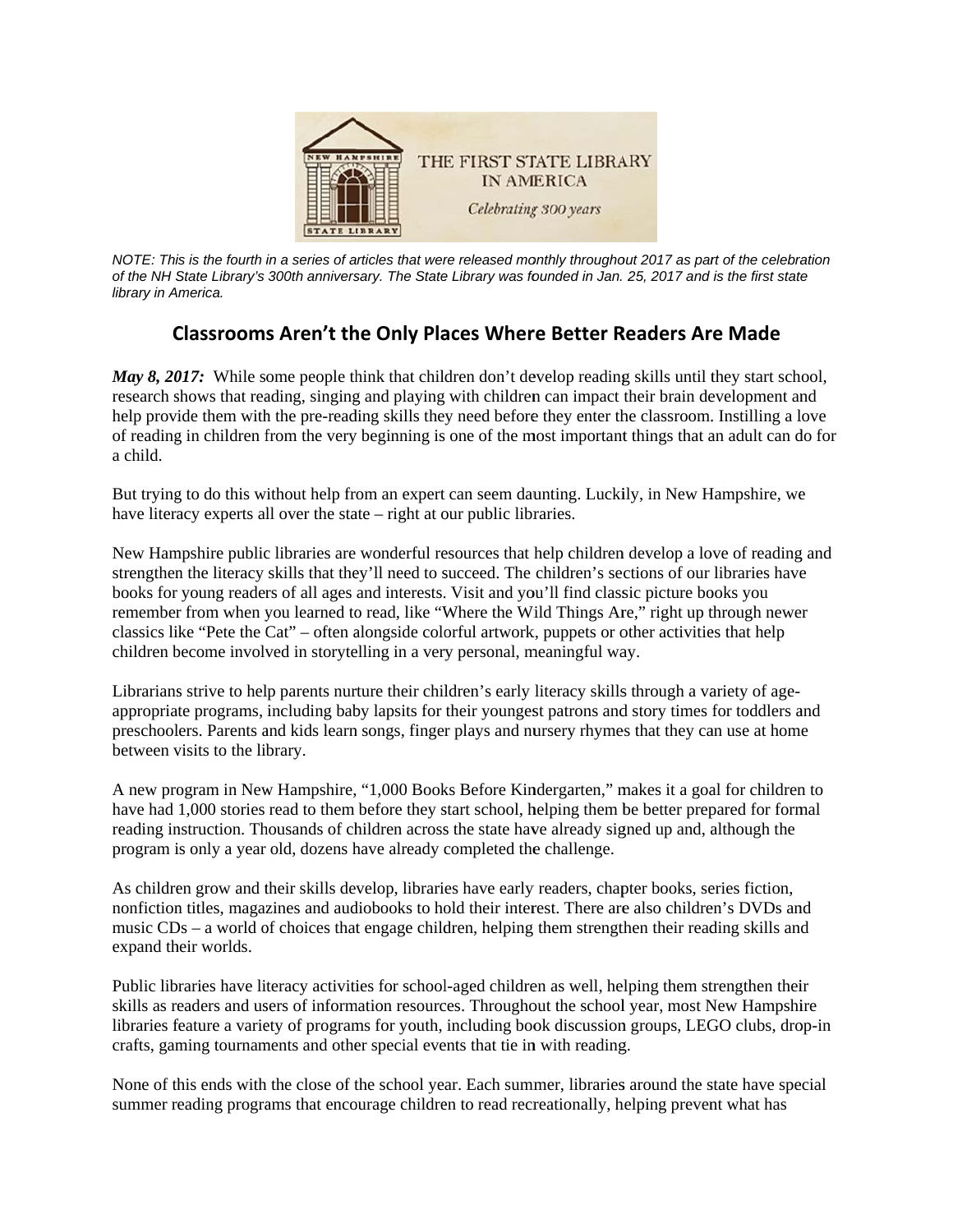NOTE: *This is the fourth in a series of articles that were released monthly throughout 2017 as part of the celebration of the NH State Library's 300th anniversary. The State Library was founded in Jan. 25, 2017 and is the first state library in America.*

# Classrooms Aren't the Only Places Where Better Readers Are Made

***May 8, 2017:*** While some people think that children don't develop reading skills until they start school, research shows that reading, singing and playing with children can impact their brain development and help provide them with the pre-reading skills they need before they enter the classroom. Instilling a love of reading in children from the very beginning is one of the most important things that an adult can do for a child.

But trying to do this without help from an expert can seem daunting. Luckily, in New Hampshire, we have literacy experts all over the state – right at our public libraries.

New Hampshire public libraries are wonderful resources that help children develop a love of reading and strengthen the literacy skills that they'll need to succeed. The children's sections of our libraries have books for young readers of all ages and interests. Visit and you'll find classic picture books you remember from when you learned to read, like "Where the Wild Things Are," right up through newer classics like "Pete the Cat" – often alongside colorful artwork, puppets or other activities that help children become involved in storytelling in a very personal, meaningful way.

Librarians strive to help parents nurture their children's early literacy skills through a variety of age-appropriate programs, including baby lapsits for their youngest patrons and story times for toddlers and preschoolers. Parents and kids learn songs, finger plays and nursery rhymes that they can use at home between visits to the library.

A new program in New Hampshire, "1,000 Books Before Kindergarten," makes it a goal for children to have had 1,000 stories read to them before they start school, helping them be better prepared for formal reading instruction. Thousands of children across the state have already signed up and, although the program is only a year old, dozens have already completed the challenge.

As children grow and their skills develop, libraries have early readers, chapter books, series fiction, nonfiction titles, magazines and audiobooks to hold their interest. There are also children's DVDs and music CDs – a world of choices that engage children, helping them strengthen their reading skills and expand their worlds.

Public libraries have literacy activities for school-aged children as well, helping them strengthen their skills as readers and users of information resources. Throughout the school year, most New Hampshire libraries feature a variety of programs for youth, including book discussion groups, LEGO clubs, drop-in crafts, gaming tournaments and other special events that tie in with reading.

None of this ends with the close of the school year. Each summer, libraries around the state have special summer reading programs that encourage children to read recreationally, helping prevent what has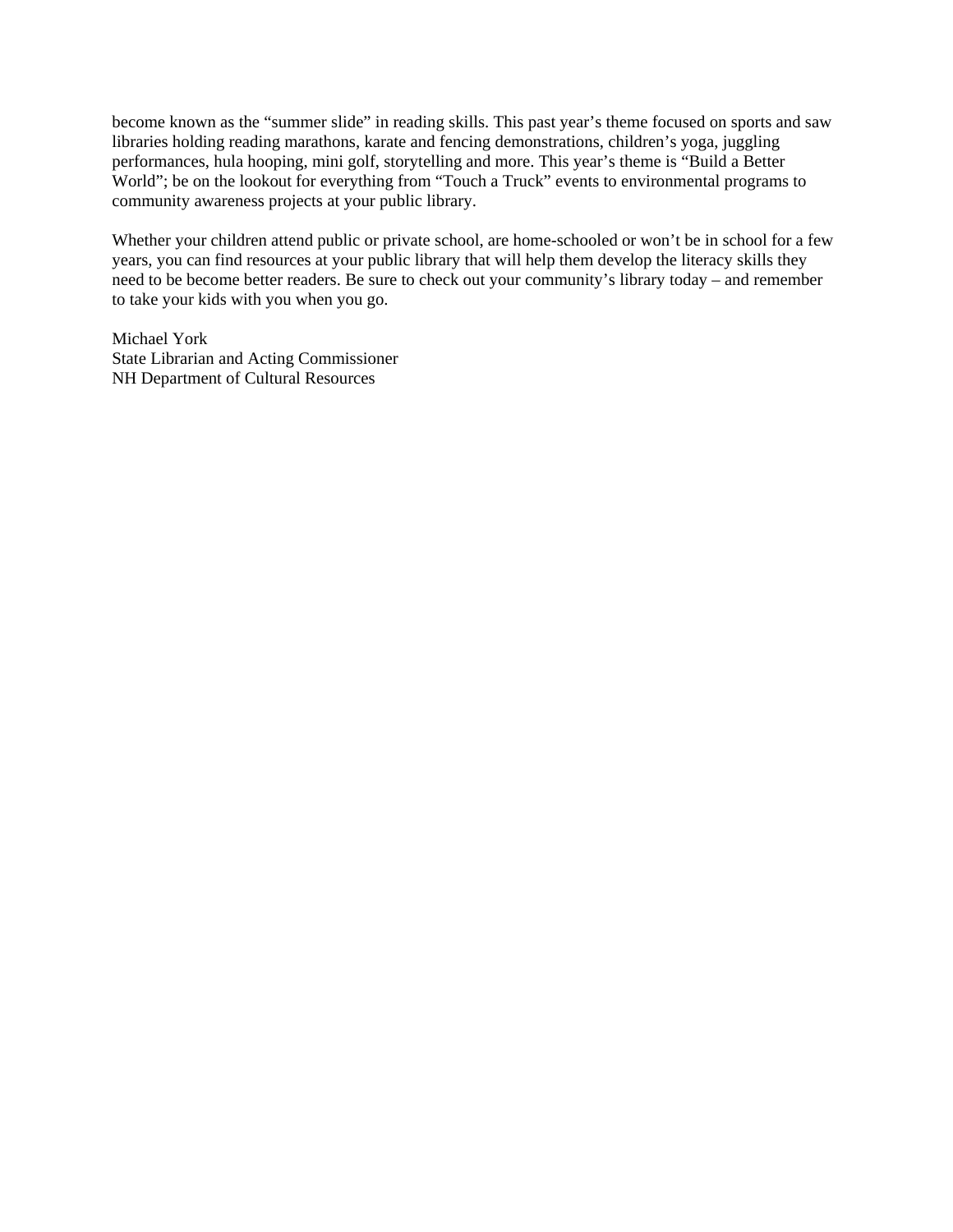become known as the “summer slide” in reading skills. This past year’s theme focused on sports and saw libraries holding reading marathons, karate and fencing demonstrations, children’s yoga, juggling performances, hula hooping, mini golf, storytelling and more. This year’s theme is “Build a Better World”; be on the lookout for everything from “Touch a Truck” events to environmental programs to community awareness projects at your public library.

Whether your children attend public or private school, are home-schooled or won’t be in school for a few years, you can find resources at your public library that will help them develop the literacy skills they need to be become better readers. Be sure to check out your community’s library today – and remember to take your kids with you when you go.

Michael York
State Librarian and Acting Commissioner
NH Department of Cultural Resources